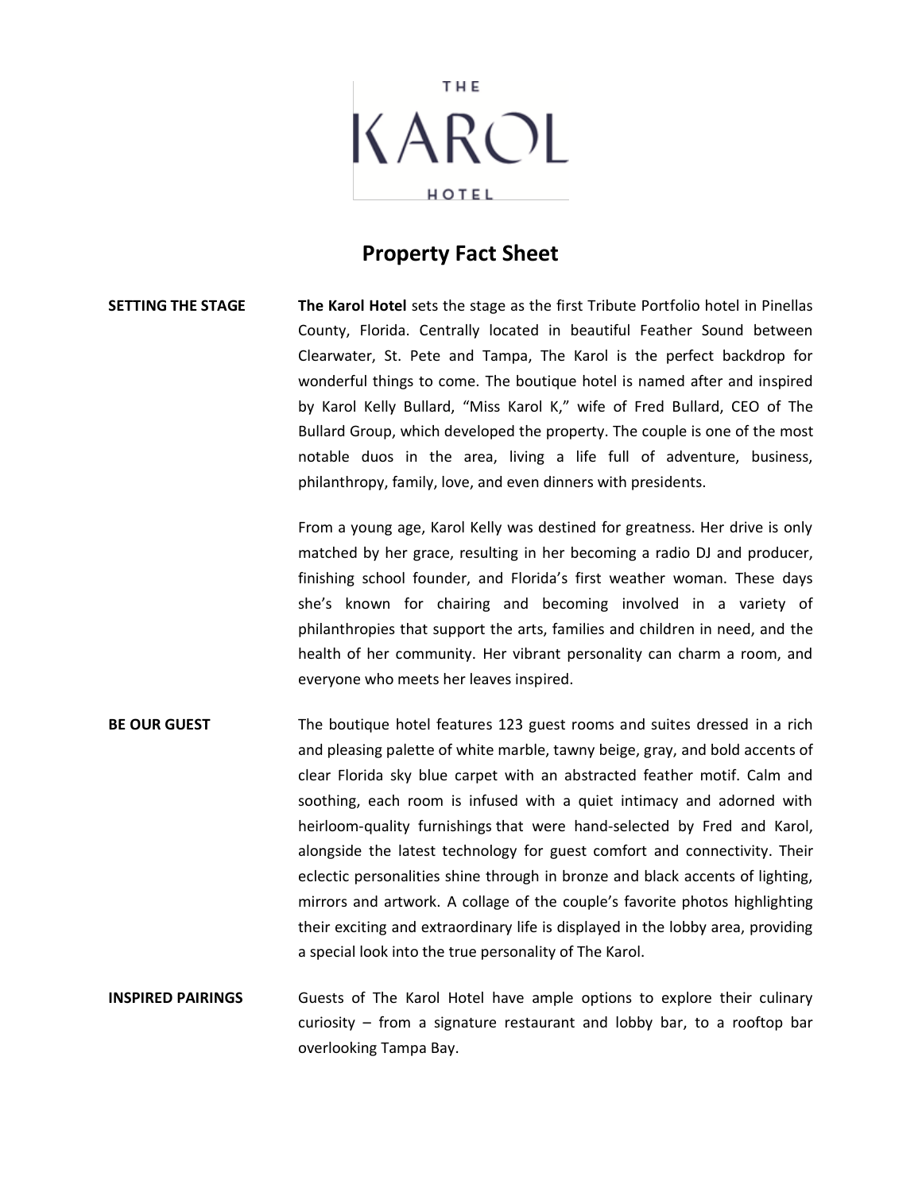THE KAROL HOTEL

# Property Fact Sheet

**SETTING THE STAGE**

**The Karol Hotel** sets the stage as the first Tribute Portfolio hotel in Pinellas County, Florida. Centrally located in beautiful Feather Sound between Clearwater, St. Pete and Tampa, The Karol is the perfect backdrop for wonderful things to come. The boutique hotel is named after and inspired by Karol Kelly Bullard, "Miss Karol K," wife of Fred Bullard, CEO of The Bullard Group, which developed the property. The couple is one of the most notable duos in the area, living a life full of adventure, business, philanthropy, family, love, and even dinners with presidents.

From a young age, Karol Kelly was destined for greatness. Her drive is only matched by her grace, resulting in her becoming a radio DJ and producer, finishing school founder, and Florida's first weather woman. These days she's known for chairing and becoming involved in a variety of philanthropies that support the arts, families and children in need, and the health of her community. Her vibrant personality can charm a room, and everyone who meets her leaves inspired.

**BE OUR GUEST**

The boutique hotel features 123 guest rooms and suites dressed in a rich and pleasing palette of white marble, tawny beige, gray, and bold accents of clear Florida sky blue carpet with an abstracted feather motif. Calm and soothing, each room is infused with a quiet intimacy and adorned with heirloom-quality furnishings that were hand-selected by Fred and Karol, alongside the latest technology for guest comfort and connectivity. Their eclectic personalities shine through in bronze and black accents of lighting, mirrors and artwork. A collage of the couple's favorite photos highlighting their exciting and extraordinary life is displayed in the lobby area, providing a special look into the true personality of The Karol.

**INSPIRED PAIRINGS**

Guests of The Karol Hotel have ample options to explore their culinary curiosity – from a signature restaurant and lobby bar, to a rooftop bar overlooking Tampa Bay.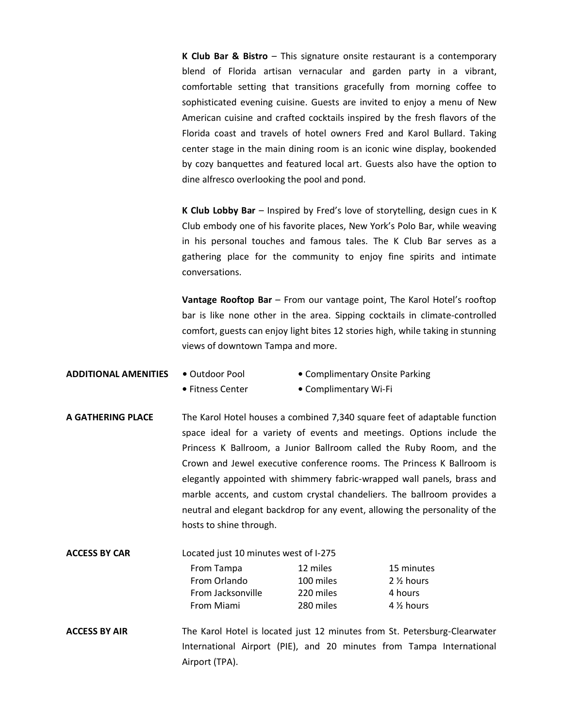**K Club Bar & Bistro** – This signature onsite restaurant is a contemporary blend of Florida artisan vernacular and garden party in a vibrant, comfortable setting that transitions gracefully from morning coffee to sophisticated evening cuisine. Guests are invited to enjoy a menu of New American cuisine and crafted cocktails inspired by the fresh flavors of the Florida coast and travels of hotel owners Fred and Karol Bullard. Taking center stage in the main dining room is an iconic wine display, bookended by cozy banquettes and featured local art. Guests also have the option to dine alfresco overlooking the pool and pond.

**K Club Lobby Bar** – Inspired by Fred's love of storytelling, design cues in K Club embody one of his favorite places, New York's Polo Bar, while weaving in his personal touches and famous tales. The K Club Bar serves as a gathering place for the community to enjoy fine spirits and intimate conversations.

**Vantage Rooftop Bar** – From our vantage point, The Karol Hotel's rooftop bar is like none other in the area. Sipping cocktails in climate-controlled comfort, guests can enjoy light bites 12 stories high, while taking in stunning views of downtown Tampa and more.

**ADDITIONAL AMENITIES**

- Outdoor Pool
- Fitness Center
- Complimentary Onsite Parking
- Complimentary Wi-Fi

**A GATHERING PLACE**

The Karol Hotel houses a combined 7,340 square feet of adaptable function space ideal for a variety of events and meetings. Options include the Princess K Ballroom, a Junior Ballroom called the Ruby Room, and the Crown and Jewel executive conference rooms. The Princess K Ballroom is elegantly appointed with shimmery fabric-wrapped wall panels, brass and marble accents, and custom crystal chandeliers. The ballroom provides a neutral and elegant backdrop for any event, allowing the personality of the hosts to shine through.

**ACCESS BY CAR**

Located just 10 minutes west of I-275

| | | |
|---|---|---|
| From Tampa | 12 miles | 15 minutes |
| From Orlando | 100 miles | 2 ½ hours |
| From Jacksonville | 220 miles | 4 hours |
| From Miami | 280 miles | 4 ½ hours |

**ACCESS BY AIR**

The Karol Hotel is located just 12 minutes from St. Petersburg-Clearwater International Airport (PIE), and 20 minutes from Tampa International Airport (TPA).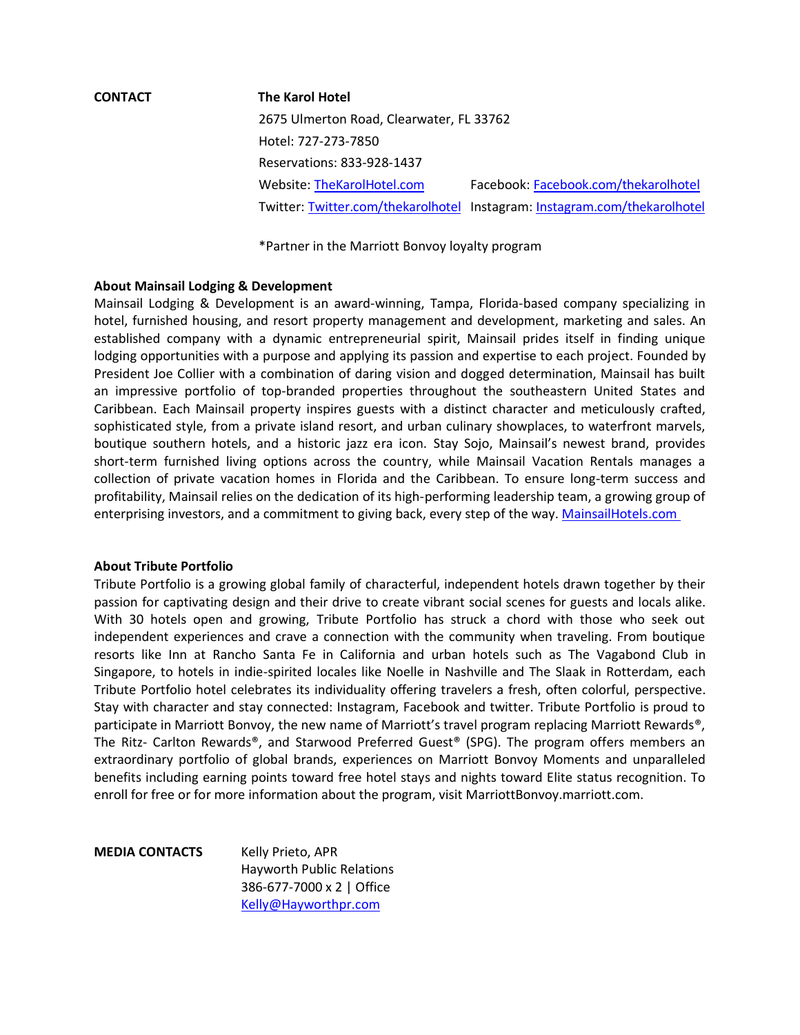**CONTACT**

**The Karol Hotel**
2675 Ulmerton Road, Clearwater, FL 33762
Hotel: 727-273-7850
Reservations: 833-928-1437
Website: [TheKarolHotel.com](TheKarolHotel.com)
Facebook: [Facebook.com/thekarolhotel](Facebook.com/thekarolhotel)
Twitter: [Twitter.com/thekarolhotel](Twitter.com/thekarolhotel)
Instagram: [Instagram.com/thekarolhotel](Instagram.com/thekarolhotel)

*Partner in the Marriott Bonvoy loyalty program

**About Mainsail Lodging & Development**

Mainsail Lodging & Development is an award-winning, Tampa, Florida-based company specializing in hotel, furnished housing, and resort property management and development, marketing and sales. An established company with a dynamic entrepreneurial spirit, Mainsail prides itself in finding unique lodging opportunities with a purpose and applying its passion and expertise to each project. Founded by President Joe Collier with a combination of daring vision and dogged determination, Mainsail has built an impressive portfolio of top-branded properties throughout the southeastern United States and Caribbean. Each Mainsail property inspires guests with a distinct character and meticulously crafted, sophisticated style, from a private island resort, and urban culinary showplaces, to waterfront marvels, boutique southern hotels, and a historic jazz era icon. Stay Sojo, Mainsail's newest brand, provides short-term furnished living options across the country, while Mainsail Vacation Rentals manages a collection of private vacation homes in Florida and the Caribbean. To ensure long-term success and profitability, Mainsail relies on the dedication of its high-performing leadership team, a growing group of enterprising investors, and a commitment to giving back, every step of the way. [MainsailHotels.com](MainsailHotels.com)

**About Tribute Portfolio**

Tribute Portfolio is a growing global family of characterful, independent hotels drawn together by their passion for captivating design and their drive to create vibrant social scenes for guests and locals alike. With 30 hotels open and growing, Tribute Portfolio has struck a chord with those who seek out independent experiences and crave a connection with the community when traveling. From boutique resorts like Inn at Rancho Santa Fe in California and urban hotels such as The Vagabond Club in Singapore, to hotels in indie-spirited locales like Noelle in Nashville and The Slaak in Rotterdam, each Tribute Portfolio hotel celebrates its individuality offering travelers a fresh, often colorful, perspective. Stay with character and stay connected: Instagram, Facebook and twitter. Tribute Portfolio is proud to participate in Marriott Bonvoy, the new name of Marriott's travel program replacing Marriott Rewards®, The Ritz- Carlton Rewards®, and Starwood Preferred Guest® (SPG). The program offers members an extraordinary portfolio of global brands, experiences on Marriott Bonvoy Moments and unparalleled benefits including earning points toward free hotel stays and nights toward Elite status recognition. To enroll for free or for more information about the program, visit MarriottBonvoy.marriott.com.

**MEDIA CONTACTS**

Kelly Prieto, APR
Hayworth Public Relations
386-677-7000 x 2 | Office
[Kelly@Hayworthpr.com](mailto:Kelly@Hayworthpr.com)